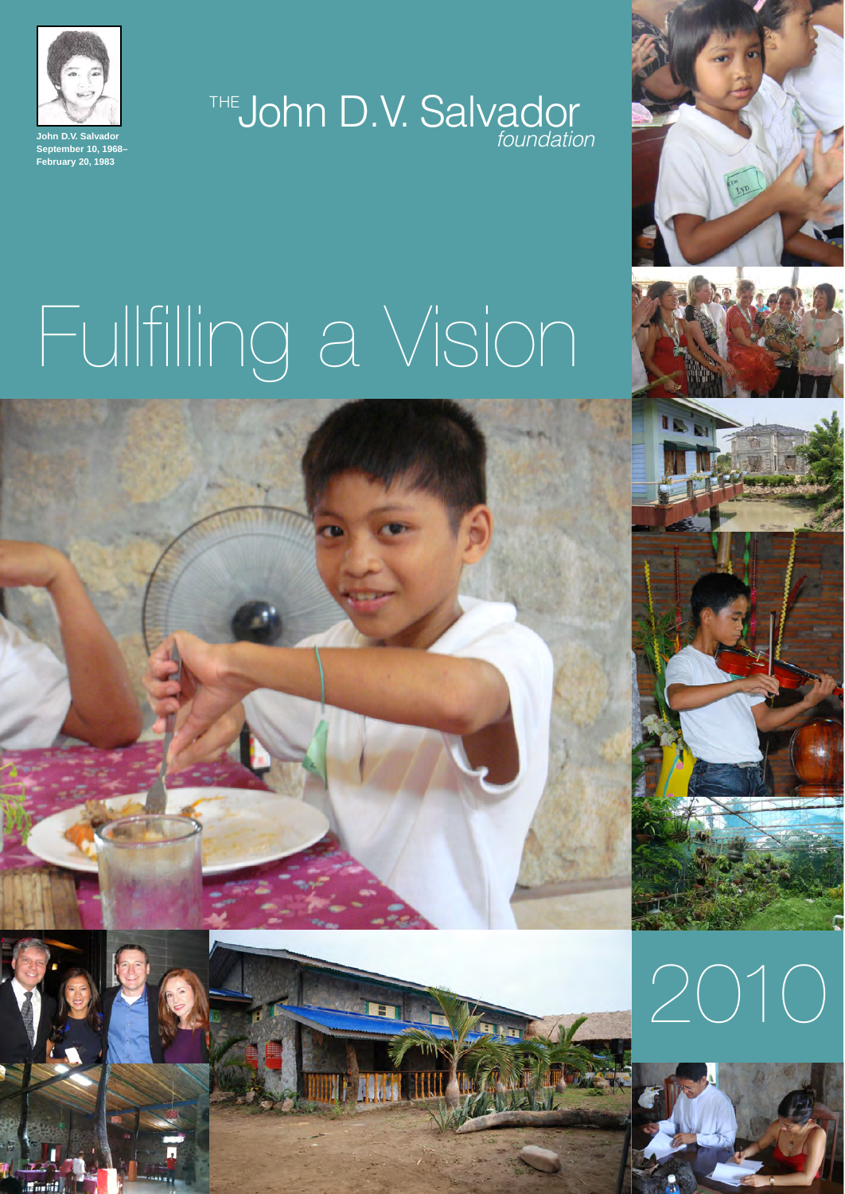John D.V. Salvador
September 10, 1968–
February 20, 1983

# THE John D.V. Salvador *foundation*

# Fullfiling a Vision

# 2010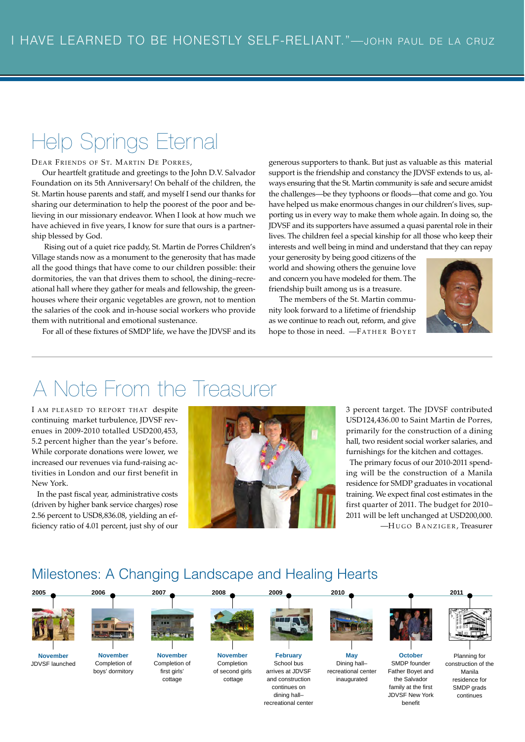I HAVE LEARNED TO BE HONESTLY SELF-RELIANT."—JOHN PAUL DE LA CRUZ

# Help Springs Eternal

DEAR FRIENDS OF ST. MARTIN DE PORRES,

Our heartfelt gratitude and greetings to the John D.V. Salvador Foundation on its 5th Anniversary! On behalf of the children, the St. Martin house parents and staff, and myself I send our thanks for sharing our determination to help the poorest of the poor and believing in our missionary endeavor. When I look at how much we have achieved in five years, I know for sure that ours is a partnership blessed by God.

Rising out of a quiet rice paddy, St. Martin de Porres Children's Village stands now as a monument to the generosity that has made all the good things that have come to our children possible: their dormitories, the van that drives them to school, the dining–recreational hall where they gather for meals and fellowship, the greenhouses where their organic vegetables are grown, not to mention the salaries of the cook and in-house social workers who provide them with nutritional and emotional sustenance.

For all of these fixtures of SMDP life, we have the JDVSF and its generous supporters to thank. But just as valuable as this material support is the friendship and constancy the JDVSF extends to us, always ensuring that the St. Martin community is safe and secure amidst the challenges—be they typhoons or floods—that come and go. You have helped us make enormous changes in our children's lives, supporting us in every way to make them whole again. In doing so, the JDVSF and its supporters have assumed a quasi parental role in their lives. The children feel a special kinship for all those who keep their interests and well being in mind and understand that they can repay your generosity by being good citizens of the world and showing others the genuine love and concern you have modeled for them. The friendship built among us is a treasure.

The members of the St. Martin community look forward to a lifetime of friendship as we continue to reach out, reform, and give hope to those in need. —FATHER BOYET

# A Note From the Treasurer

I AM PLEASED TO REPORT THAT despite continuing market turbulence, JDVSF revenues in 2009-2010 totalled USD200,453, 5.2 percent higher than the year's before. While corporate donations were lower, we increased our revenues via fund-raising activities in London and our first benefit in New York.

In the past fiscal year, administrative costs (driven by higher bank service charges) rose 2.56 percent to USD8,836.08, yielding an efficiency ratio of 4.01 percent, just shy of our 3 percent target. The JDVSF contributed USD124,436.00 to Saint Martin de Porres, primarily for the construction of a dining hall, two resident social worker salaries, and furnishings for the kitchen and cottages.

The primary focus of our 2010-2011 spending will be the construction of a Manila residence for SMDP graduates in vocational training. We expect final cost estimates in the first quarter of 2011. The budget for 2010–2011 will be left unchanged at USD200,000.

—HUGO BANZIGER, Treasurer

## Milestones: A Changing Landscape and Healing Hearts

- **2005** — **November**: JDVSF launched
- **2006** — **November**: Completion of boys' dormitory
- **2007** — **November**: Completion of first girls' cottage
- **2008** — **November**: Completion of second girls cottage
- **2009** — **February**: School bus arrives at JDVSF and construction continues on dining hall–recreational center
- **2010** — **May**: Dining hall–recreational center inaugurated
- **October**: SMDP founder Father Boyet and the Salvador family at the first JDVSF New York benefit
- **2011** — Planning for construction of the Manila residence for SMDP grads continues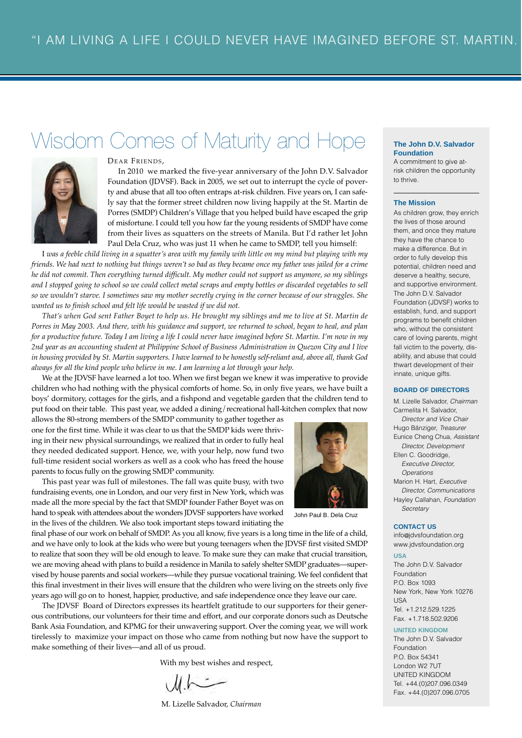"I AM LIVING A LIFE I COULD NEVER HAVE IMAGINED BEFORE ST. MARTIN."

# Wisdom Comes of Maturity and Hope

DEAR FRIENDS,

In 2010 we marked the five-year anniversary of the John D.V. Salvador Foundation (JDVSF). Back in 2005, we set out to interrupt the cycle of poverty and abuse that all too often entraps at-risk children. Five years on, I can safely say that the former street children now living happily at the St. Martin de Porres (SMDP) Children's Village that you helped build have escaped the grip of misfortune. I could tell you how far the young residents of SMDP have come from their lives as squatters on the streets of Manila. But I'd rather let John Paul Dela Cruz, who was just 11 when he came to SMDP, tell you himself:

*I was a feeble child living in a squatter's area with my family with little on my mind but playing with my friends. We had next to nothing but things weren't so bad as they became once my father was jailed for a crime he did not commit. Then everything turned difficult. My mother could not support us anymore, so my siblings and I stopped going to school so we could collect metal scraps and empty bottles or discarded vegetables to sell so we wouldn't starve. I sometimes saw my mother secretly crying in the corner because of our struggles. She wanted us to finish school and felt life would be wasted if we did not.*

*That's when God sent Father Boyet to help us. He brought my siblings and me to live at St. Martin de Porres in May 2003. And there, with his guidance and support, we returned to school, began to heal, and plan for a productive future. Today I am living a life I could never have imagined before St. Martin. I'm now in my 2nd year as an accounting student at Philippine School of Business Administration in Quezon City and I live in housing provided by St. Martin supporters. I have learned to be honestly self-reliant and, above all, thank God always for all the kind people who believe in me. I am learning a lot through your help.*

We at the JDVSF have learned a lot too. When we first began we knew it was imperative to provide children who had nothing with the physical comforts of home. So, in only five years, we have built a boys' dormitory, cottages for the girls, and a fishpond and vegetable garden that the children tend to put food on their table. This past year, we added a dining/recreational hall-kitchen complex that now allows the 80-strong members of the SMDP community to gather together as one for the first time. While it was clear to us that the SMDP kids were thriving in their new physical surroundings, we realized that in order to fully heal they needed dedicated support. Hence, we, with your help, now fund two full-time resident social workers as well as a cook who has freed the house parents to focus fully on the growing SMDP community.

John Paul B. Dela Cruz

This past year was full of milestones. The fall was quite busy, with two fundraising events, one in London, and our very first in New York, which was made all the more special by the fact that SMDP founder Father Boyet was on hand to speak with attendees about the wonders JDVSF supporters have worked in the lives of the children. We also took important steps toward initiating the final phase of our work on behalf of SMDP. As you all know, five years is a long time in the life of a child, and we have only to look at the kids who were but young teenagers when the JDVSF first visited SMDP to realize that soon they will be old enough to leave. To make sure they can make that crucial transition, we are moving ahead with plans to build a residence in Manila to safely shelter SMDP graduates—supervised by house parents and social workers—while they pursue vocational training. We feel confident that this final investment in their lives will ensure that the children who were living on the streets only five years ago will go on to honest, happier, productive, and safe independence once they leave our care.

The JDVSF Board of Directors expresses its heartfelt gratitude to our supporters for their generous contributions, our volunteers for their time and effort, and our corporate donors such as Deutsche Bank Asia Foundation, and KPMG for their unwavering support. Over the coming year, we will work tirelessly to maximize your impact on those who came from nothing but now have the support to make something of their lives—and all of us proud.

With my best wishes and respect,

M. Lizelle Salvador, *Chairman*

---

**The John D.V. Salvador Foundation**

A commitment to give at-risk children the opportunity to thrive.

**The Mission**

As children grow, they enrich the lives of those around them, and once they mature they have the chance to make a difference. But in order to fully develop this potential, children need and deserve a healthy, secure, and supportive environment. The John D.V. Salvador Foundation (JDVSF) works to establish, fund, and support programs to benefit children who, without the consistent care of loving parents, might fall victim to the poverty, disability, and abuse that could thwart development of their innate, unique gifts.

**BOARD OF DIRECTORS**

M. Lizelle Salvador, *Chairman*
Carmelita H. Salvador, *Director and Vice Chair*
Hugo Bänziger, *Treasurer*
Eunice Cheng Chua, *Assistant Director, Development*
Ellen C. Goodridge, *Executive Director, Operations*
Marion H. Hart, *Executive Director, Communications*
Hayley Callahan, *Foundation Secretary*

**CONTACT US**

info@jdvsfoundation.org
www.jdvsfoundation.org

**USA**

The John D.V. Salvador Foundation
P.O. Box 1093
New York, New York 10276
USA
Tel. +1.212.529.1225
Fax. +1.718.502.9206

**UNITED KINGDOM**

The John D.V. Salvador Foundation
P.O. Box 54341
London W2 7UT
UNITED KINGDOM
Tel. +44.(0)207.096.0349
Fax. +44.(0)207.096.0705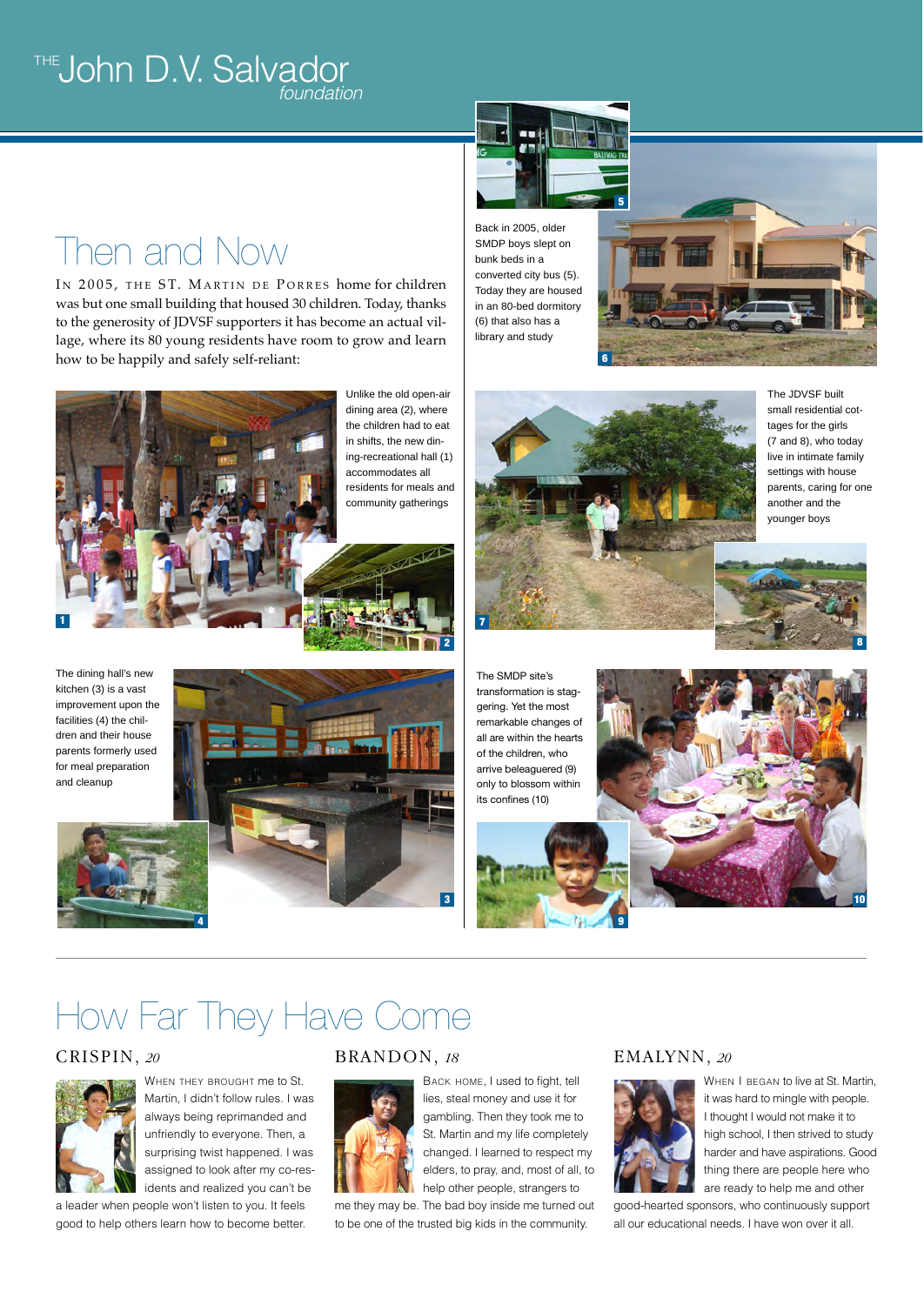THE John D.V. Salvador *foundation*

# Then and Now

In 2005, the St. Martin de Porres home for children was but one small building that housed 30 children. Today, thanks to the generosity of JDVSF supporters it has become an actual village, where its 80 young residents have room to grow and learn how to be happily and safely self-reliant:

Back in 2005, older SMDP boys slept on bunk beds in a converted city bus (5). Today they are housed in an 80-bed dormitory (6) that also has a library and study

Unlike the old open-air dining area (2), where the children had to eat in shifts, the new dining-recreational hall (1) accommodates all residents for meals and community gatherings

The JDVSF built small residential cottages for the girls (7 and 8), who today live in intimate family settings with house parents, caring for one another and the younger boys

The dining hall's new kitchen (3) is a vast improvement upon the facilities (4) the children and their house parents formerly used for meal preparation and cleanup

The SMDP site's transformation is staggering. Yet the most remarkable changes of all are within the hearts of the children, who arrive beleaguered (9) only to blossom within its confines (10)

# How Far They Have Come

## Crispin, *20*

When they brought me to St. Martin, I didn't follow rules. I was always being reprimanded and unfriendly to everyone. Then, a surprising twist happened. I was assigned to look after my co-residents and realized you can't be a leader when people won't listen to you. It feels good to help others learn how to become better.

## Brandon, *18*

Back home, I used to fight, tell lies, steal money and use it for gambling. Then they took me to St. Martin and my life completely changed. I learned to respect my elders, to pray, and, most of all, to help other people, strangers to me they may be. The bad boy inside me turned out to be one of the trusted big kids in the community.

## Emalynn, *20*

When I began to live at St. Martin, it was hard to mingle with people. I thought I would not make it to high school, I then strived to study harder and have aspirations. Good thing there are people here who are ready to help me and other good-hearted sponsors, who continuously support all our educational needs. I have won over it all.